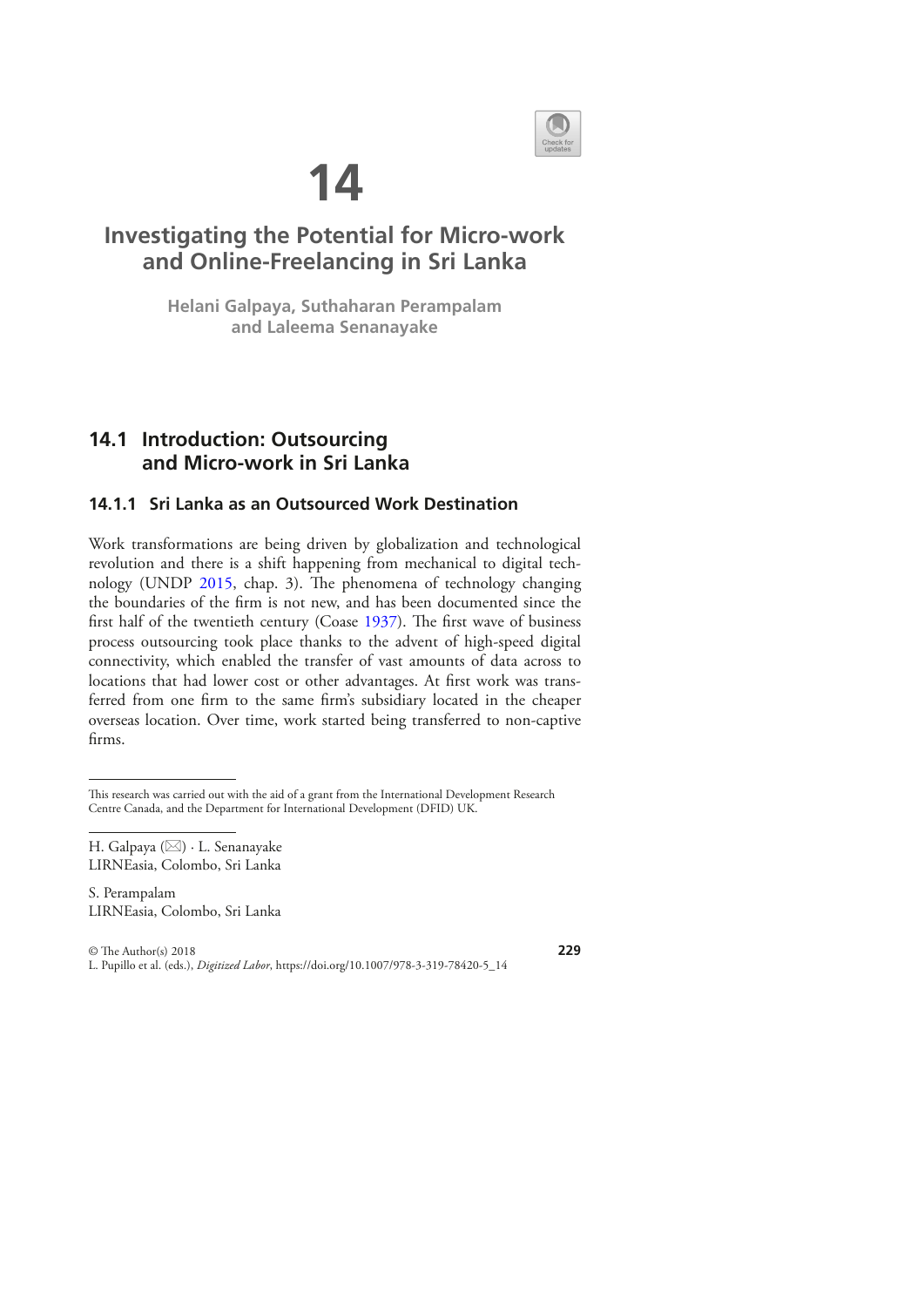# 14

# Investigating the Potential for Micro-work and Online-Freelancing in Sri Lanka

**Helani Galpaya, Suthaharan Perampalam and Laleema Senanayake**

## 14.1 Introduction: Outsourcing and Micro-work in Sri Lanka

### 14.1.1 Sri Lanka as an Outsourced Work Destination

Work transformations are being driven by globalization and technological revolution and there is a shift happening from mechanical to digital technology (UNDP 2015, chap. 3). The phenomena of technology changing the boundaries of the firm is not new, and has been documented since the first half of the twentieth century (Coase 1937). The first wave of business process outsourcing took place thanks to the advent of high-speed digital connectivity, which enabled the transfer of vast amounts of data across to locations that had lower cost or other advantages. At first work was transferred from one firm to the same firm's subsidiary located in the cheaper overseas location. Over time, work started being transferred to non-captive firms.

---

This research was carried out with the aid of a grant from the International Development Research Centre Canada, and the Department for International Development (DFID) UK.

H. Galpaya (✉) · L. Senanayake
LIRNEasia, Colombo, Sri Lanka

S. Perampalam
LIRNEasia, Colombo, Sri Lanka

© The Author(s) 2018
L. Pupillo et al. (eds.), *Digitized Labor*, https://doi.org/10.1007/978-3-319-78420-5_14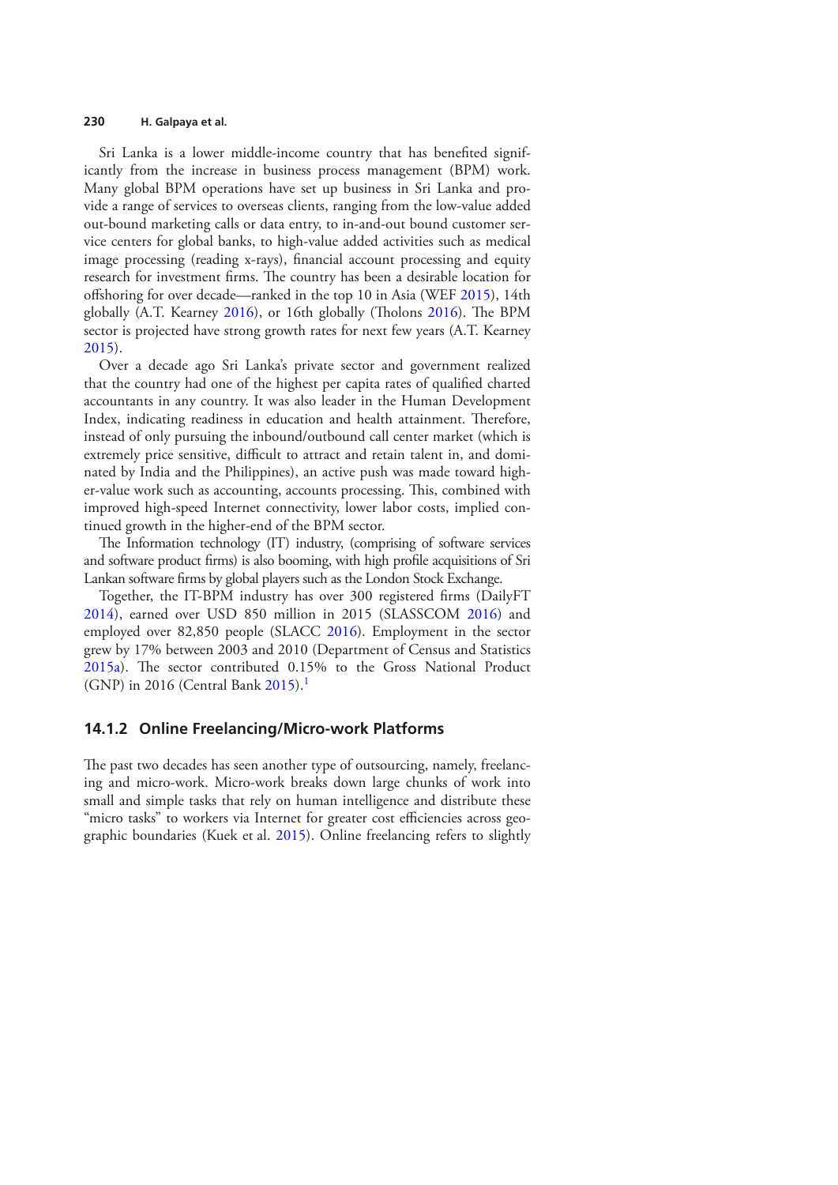Sri Lanka is a lower middle-income country that has benefited significantly from the increase in business process management (BPM) work. Many global BPM operations have set up business in Sri Lanka and provide a range of services to overseas clients, ranging from the low-value added out-bound marketing calls or data entry, to in-and-out bound customer service centers for global banks, to high-value added activities such as medical image processing (reading x-rays), financial account processing and equity research for investment firms. The country has been a desirable location for offshoring for over decade—ranked in the top 10 in Asia (WEF 2015), 14th globally (A.T. Kearney 2016), or 16th globally (Tholons 2016). The BPM sector is projected have strong growth rates for next few years (A.T. Kearney 2015).

Over a decade ago Sri Lanka's private sector and government realized that the country had one of the highest per capita rates of qualified charted accountants in any country. It was also leader in the Human Development Index, indicating readiness in education and health attainment. Therefore, instead of only pursuing the inbound/outbound call center market (which is extremely price sensitive, difficult to attract and retain talent in, and dominated by India and the Philippines), an active push was made toward higher-value work such as accounting, accounts processing. This, combined with improved high-speed Internet connectivity, lower labor costs, implied continued growth in the higher-end of the BPM sector.

The Information technology (IT) industry, (comprising of software services and software product firms) is also booming, with high profile acquisitions of Sri Lankan software firms by global players such as the London Stock Exchange.

Together, the IT-BPM industry has over 300 registered firms (DailyFT 2014), earned over USD 850 million in 2015 (SLASSCOM 2016) and employed over 82,850 people (SLACC 2016). Employment in the sector grew by 17% between 2003 and 2010 (Department of Census and Statistics 2015a). The sector contributed 0.15% to the Gross National Product (GNP) in 2016 (Central Bank 2015).[1]

### 14.1.2 Online Freelancing/Micro-work Platforms

The past two decades has seen another type of outsourcing, namely, freelancing and micro-work. Micro-work breaks down large chunks of work into small and simple tasks that rely on human intelligence and distribute these "micro tasks" to workers via Internet for greater cost efficiencies across geographic boundaries (Kuek et al. 2015). Online freelancing refers to slightly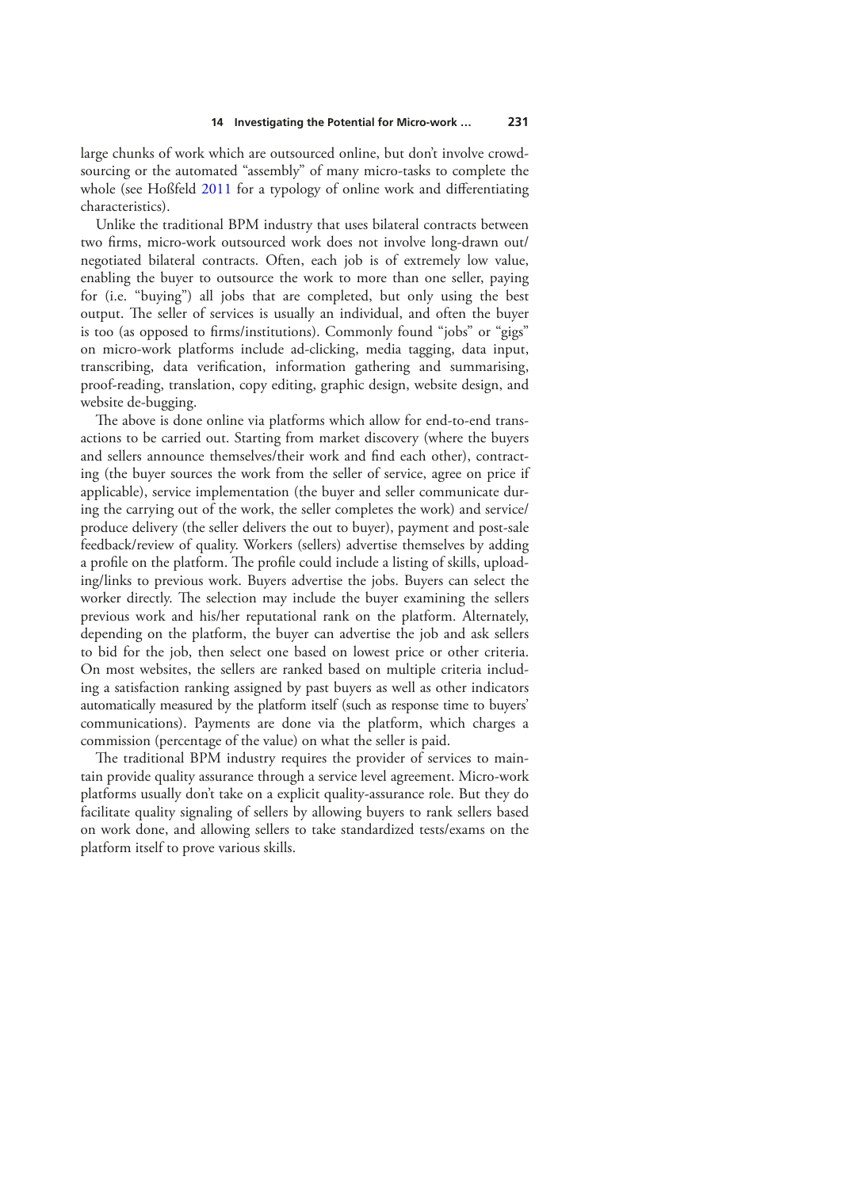large chunks of work which are outsourced online, but don't involve crowdsourcing or the automated "assembly" of many micro-tasks to complete the whole (see Hoßfeld 2011 for a typology of online work and differentiating characteristics).

Unlike the traditional BPM industry that uses bilateral contracts between two firms, micro-work outsourced work does not involve long-drawn out/negotiated bilateral contracts. Often, each job is of extremely low value, enabling the buyer to outsource the work to more than one seller, paying for (i.e. "buying") all jobs that are completed, but only using the best output. The seller of services is usually an individual, and often the buyer is too (as opposed to firms/institutions). Commonly found "jobs" or "gigs" on micro-work platforms include ad-clicking, media tagging, data input, transcribing, data verification, information gathering and summarising, proof-reading, translation, copy editing, graphic design, website design, and website de-bugging.

The above is done online via platforms which allow for end-to-end transactions to be carried out. Starting from market discovery (where the buyers and sellers announce themselves/their work and find each other), contracting (the buyer sources the work from the seller of service, agree on price if applicable), service implementation (the buyer and seller communicate during the carrying out of the work, the seller completes the work) and service/produce delivery (the seller delivers the out to buyer), payment and post-sale feedback/review of quality. Workers (sellers) advertise themselves by adding a profile on the platform. The profile could include a listing of skills, uploading/links to previous work. Buyers advertise the jobs. Buyers can select the worker directly. The selection may include the buyer examining the sellers previous work and his/her reputational rank on the platform. Alternately, depending on the platform, the buyer can advertise the job and ask sellers to bid for the job, then select one based on lowest price or other criteria. On most websites, the sellers are ranked based on multiple criteria including a satisfaction ranking assigned by past buyers as well as other indicators automatically measured by the platform itself (such as response time to buyers' communications). Payments are done via the platform, which charges a commission (percentage of the value) on what the seller is paid.

The traditional BPM industry requires the provider of services to maintain provide quality assurance through a service level agreement. Micro-work platforms usually don't take on a explicit quality-assurance role. But they do facilitate quality signaling of sellers by allowing buyers to rank sellers based on work done, and allowing sellers to take standardized tests/exams on the platform itself to prove various skills.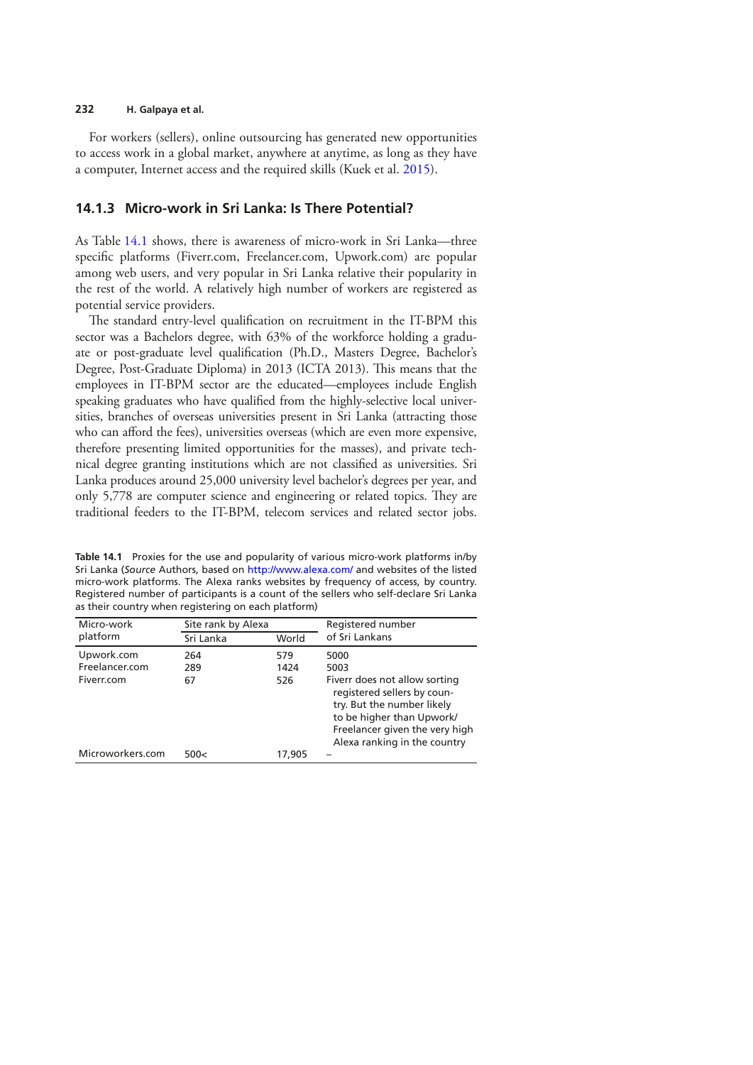For workers (sellers), online outsourcing has generated new opportunities to access work in a global market, anywhere at anytime, as long as they have a computer, Internet access and the required skills (Kuek et al. 2015).

### 14.1.3 Micro-work in Sri Lanka: Is There Potential?

As Table 14.1 shows, there is awareness of micro-work in Sri Lanka—three specific platforms (Fiverr.com, Freelancer.com, Upwork.com) are popular among web users, and very popular in Sri Lanka relative their popularity in the rest of the world. A relatively high number of workers are registered as potential service providers.

The standard entry-level qualification on recruitment in the IT-BPM this sector was a Bachelors degree, with 63% of the workforce holding a graduate or post-graduate level qualification (Ph.D., Masters Degree, Bachelor's Degree, Post-Graduate Diploma) in 2013 (ICTA 2013). This means that the employees in IT-BPM sector are the educated—employees include English speaking graduates who have qualified from the highly-selective local universities, branches of overseas universities present in Sri Lanka (attracting those who can afford the fees), universities overseas (which are even more expensive, therefore presenting limited opportunities for the masses), and private technical degree granting institutions which are not classified as universities. Sri Lanka produces around 25,000 university level bachelor's degrees per year, and only 5,778 are computer science and engineering or related topics. They are traditional feeders to the IT-BPM, telecom services and related sector jobs.

**Table 14.1** Proxies for the use and popularity of various micro-work platforms in/by Sri Lanka (*Source* Authors, based on http://www.alexa.com/ and websites of the listed micro-work platforms. The Alexa ranks websites by frequency of access, by country. Registered number of participants is a count of the sellers who self-declare Sri Lanka as their country when registering on each platform)

| Micro-work platform | Site rank by Alexa | | Registered number of Sri Lankans |
|---|---|---|---|
| | Sri Lanka | World | |
| Upwork.com | 264 | 579 | 5000 |
| Freelancer.com | 289 | 1424 | 5003 |
| Fiverr.com | 67 | 526 | Fiverr does not allow sorting registered sellers by country. But the number likely to be higher than Upwork/Freelancer given the very high Alexa ranking in the country |
| Microworkers.com | 500< | 17,905 | – |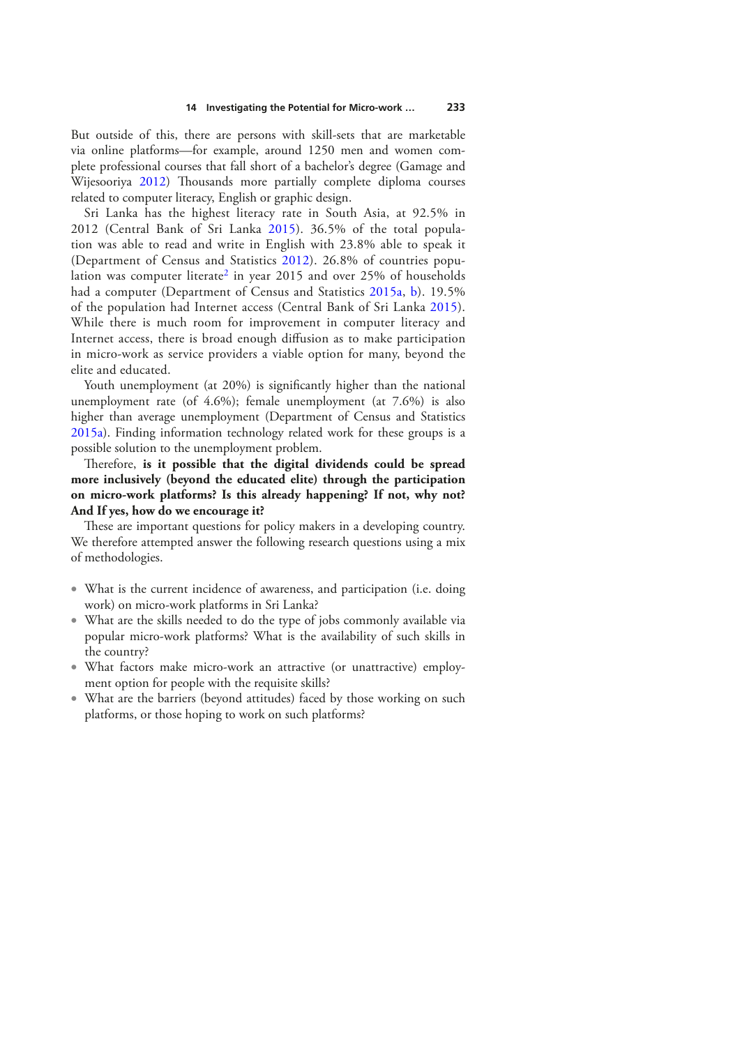But outside of this, there are persons with skill-sets that are marketable via online platforms—for example, around 1250 men and women complete professional courses that fall short of a bachelor's degree (Gamage and Wijesooriya 2012) Thousands more partially complete diploma courses related to computer literacy, English or graphic design.

Sri Lanka has the highest literacy rate in South Asia, at 92.5% in 2012 (Central Bank of Sri Lanka 2015). 36.5% of the total population was able to read and write in English with 23.8% able to speak it (Department of Census and Statistics 2012). 26.8% of countries population was computer literate[2] in year 2015 and over 25% of households had a computer (Department of Census and Statistics 2015a, b). 19.5% of the population had Internet access (Central Bank of Sri Lanka 2015). While there is much room for improvement in computer literacy and Internet access, there is broad enough diffusion as to make participation in micro-work as service providers a viable option for many, beyond the elite and educated.

Youth unemployment (at 20%) is significantly higher than the national unemployment rate (of 4.6%); female unemployment (at 7.6%) is also higher than average unemployment (Department of Census and Statistics 2015a). Finding information technology related work for these groups is a possible solution to the unemployment problem.

Therefore, **is it possible that the digital dividends could be spread more inclusively (beyond the educated elite) through the participation on micro-work platforms? Is this already happening? If not, why not? And If yes, how do we encourage it?**

These are important questions for policy makers in a developing country. We therefore attempted answer the following research questions using a mix of methodologies.

- What is the current incidence of awareness, and participation (i.e. doing work) on micro-work platforms in Sri Lanka?
- What are the skills needed to do the type of jobs commonly available via popular micro-work platforms? What is the availability of such skills in the country?
- What factors make micro-work an attractive (or unattractive) employment option for people with the requisite skills?
- What are the barriers (beyond attitudes) faced by those working on such platforms, or those hoping to work on such platforms?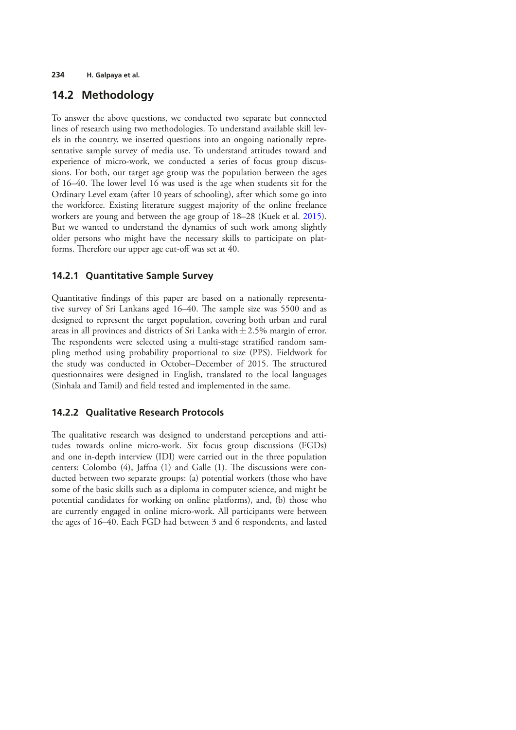## 14.2 Methodology

To answer the above questions, we conducted two separate but connected lines of research using two methodologies. To understand available skill levels in the country, we inserted questions into an ongoing nationally representative sample survey of media use. To understand attitudes toward and experience of micro-work, we conducted a series of focus group discussions. For both, our target age group was the population between the ages of 16–40. The lower level 16 was used is the age when students sit for the Ordinary Level exam (after 10 years of schooling), after which some go into the workforce. Existing literature suggest majority of the online freelance workers are young and between the age group of 18–28 (Kuek et al. 2015). But we wanted to understand the dynamics of such work among slightly older persons who might have the necessary skills to participate on platforms. Therefore our upper age cut-off was set at 40.

### 14.2.1 Quantitative Sample Survey

Quantitative findings of this paper are based on a nationally representative survey of Sri Lankans aged 16–40. The sample size was 5500 and as designed to represent the target population, covering both urban and rural areas in all provinces and districts of Sri Lanka with $\pm$ 2.5% margin of error. The respondents were selected using a multi-stage stratified random sampling method using probability proportional to size (PPS). Fieldwork for the study was conducted in October–December of 2015. The structured questionnaires were designed in English, translated to the local languages (Sinhala and Tamil) and field tested and implemented in the same.

### 14.2.2 Qualitative Research Protocols

The qualitative research was designed to understand perceptions and attitudes towards online micro-work. Six focus group discussions (FGDs) and one in-depth interview (IDI) were carried out in the three population centers: Colombo (4), Jaffna (1) and Galle (1). The discussions were conducted between two separate groups: (a) potential workers (those who have some of the basic skills such as a diploma in computer science, and might be potential candidates for working on online platforms), and, (b) those who are currently engaged in online micro-work. All participants were between the ages of 16–40. Each FGD had between 3 and 6 respondents, and lasted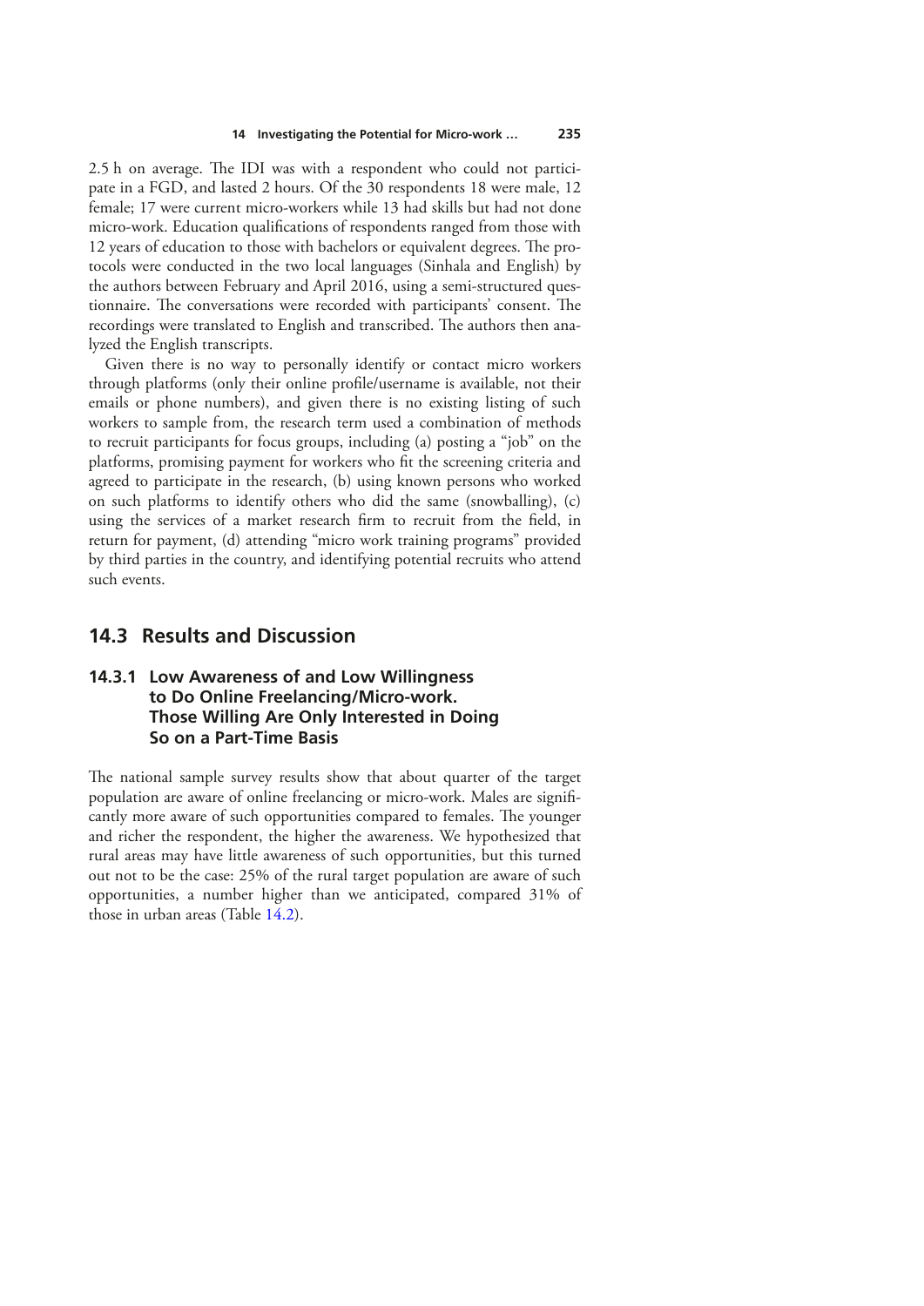2.5 h on average. The IDI was with a respondent who could not participate in a FGD, and lasted 2 hours. Of the 30 respondents 18 were male, 12 female; 17 were current micro-workers while 13 had skills but had not done micro-work. Education qualifications of respondents ranged from those with 12 years of education to those with bachelors or equivalent degrees. The protocols were conducted in the two local languages (Sinhala and English) by the authors between February and April 2016, using a semi-structured questionnaire. The conversations were recorded with participants' consent. The recordings were translated to English and transcribed. The authors then analyzed the English transcripts.

Given there is no way to personally identify or contact micro workers through platforms (only their online profile/username is available, not their emails or phone numbers), and given there is no existing listing of such workers to sample from, the research term used a combination of methods to recruit participants for focus groups, including (a) posting a "job" on the platforms, promising payment for workers who fit the screening criteria and agreed to participate in the research, (b) using known persons who worked on such platforms to identify others who did the same (snowballing), (c) using the services of a market research firm to recruit from the field, in return for payment, (d) attending "micro work training programs" provided by third parties in the country, and identifying potential recruits who attend such events.

## 14.3 Results and Discussion

### 14.3.1 Low Awareness of and Low Willingness to Do Online Freelancing/Micro-work. Those Willing Are Only Interested in Doing So on a Part-Time Basis

The national sample survey results show that about quarter of the target population are aware of online freelancing or micro-work. Males are significantly more aware of such opportunities compared to females. The younger and richer the respondent, the higher the awareness. We hypothesized that rural areas may have little awareness of such opportunities, but this turned out not to be the case: 25% of the rural target population are aware of such opportunities, a number higher than we anticipated, compared 31% of those in urban areas (Table 14.2).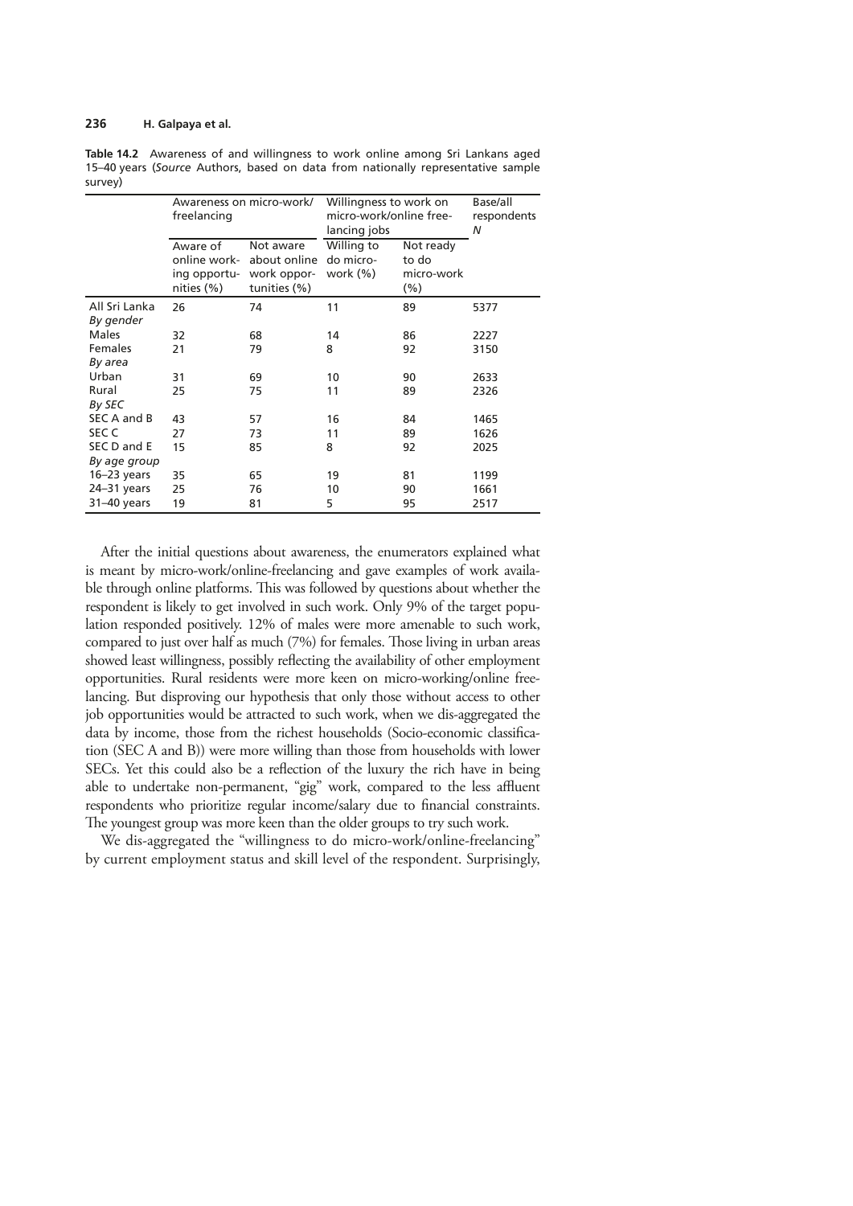**Table 14.2** Awareness of and willingness to work online among Sri Lankans aged 15–40 years (*Source* Authors, based on data from nationally representative sample survey)

| | Awareness on micro-work/ freelancing | | Willingness to work on micro-work/online free-lancing jobs | | Base/all respondents *N* |
|---|---|---|---|---|---|
| | Aware of online working opportunities (%) | Not aware about online work opportunities (%) | Willing to do micro-work (%) | Not ready to do micro-work (%) | |
| All Sri Lanka | 26 | 74 | 11 | 89 | 5377 |
| *By gender* | | | | | |
| Males | 32 | 68 | 14 | 86 | 2227 |
| Females | 21 | 79 | 8 | 92 | 3150 |
| *By area* | | | | | |
| Urban | 31 | 69 | 10 | 90 | 2633 |
| Rural | 25 | 75 | 11 | 89 | 2326 |
| *By SEC* | | | | | |
| SEC A and B | 43 | 57 | 16 | 84 | 1465 |
| SEC C | 27 | 73 | 11 | 89 | 1626 |
| SEC D and E | 15 | 85 | 8 | 92 | 2025 |
| *By age group* | | | | | |
| 16–23 years | 35 | 65 | 19 | 81 | 1199 |
| 24–31 years | 25 | 76 | 10 | 90 | 1661 |
| 31–40 years | 19 | 81 | 5 | 95 | 2517 |

After the initial questions about awareness, the enumerators explained what is meant by micro-work/online-freelancing and gave examples of work available through online platforms. This was followed by questions about whether the respondent is likely to get involved in such work. Only 9% of the target population responded positively. 12% of males were more amenable to such work, compared to just over half as much (7%) for females. Those living in urban areas showed least willingness, possibly reflecting the availability of other employment opportunities. Rural residents were more keen on micro-working/online freelancing. But disproving our hypothesis that only those without access to other job opportunities would be attracted to such work, when we dis-aggregated the data by income, those from the richest households (Socio-economic classification (SEC A and B)) were more willing than those from households with lower SECs. Yet this could also be a reflection of the luxury the rich have in being able to undertake non-permanent, "gig" work, compared to the less affluent respondents who prioritize regular income/salary due to financial constraints. The youngest group was more keen than the older groups to try such work.

We dis-aggregated the "willingness to do micro-work/online-freelancing" by current employment status and skill level of the respondent. Surprisingly,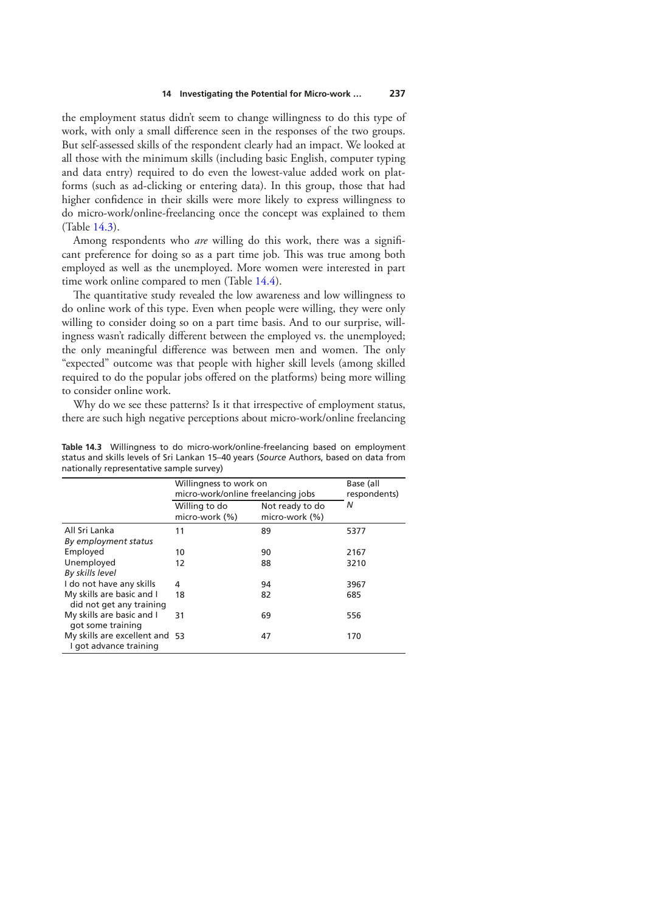the employment status didn't seem to change willingness to do this type of work, with only a small difference seen in the responses of the two groups. But self-assessed skills of the respondent clearly had an impact. We looked at all those with the minimum skills (including basic English, computer typing and data entry) required to do even the lowest-value added work on platforms (such as ad-clicking or entering data). In this group, those that had higher confidence in their skills were more likely to express willingness to do micro-work/online-freelancing once the concept was explained to them (Table 14.3).

Among respondents who *are* willing do this work, there was a significant preference for doing so as a part time job. This was true among both employed as well as the unemployed. More women were interested in part time work online compared to men (Table 14.4).

The quantitative study revealed the low awareness and low willingness to do online work of this type. Even when people were willing, they were only willing to consider doing so on a part time basis. And to our surprise, willingness wasn't radically different between the employed vs. the unemployed; the only meaningful difference was between men and women. The only "expected" outcome was that people with higher skill levels (among skilled required to do the popular jobs offered on the platforms) being more willing to consider online work.

Why do we see these patterns? Is it that irrespective of employment status, there are such high negative perceptions about micro-work/online freelancing

**Table 14.3** Willingness to do micro-work/online-freelancing based on employment status and skills levels of Sri Lankan 15–40 years (*Source* Authors, based on data from nationally representative sample survey)

| | Willingness to work on micro-work/online freelancing jobs | | Base (all respondents) |
|---|---|---|---|
| | Willing to do micro-work (%) | Not ready to do micro-work (%) | *N* |
| All Sri Lanka | 11 | 89 | 5377 |
| *By employment status* | | | |
| Employed | 10 | 90 | 2167 |
| Unemployed | 12 | 88 | 3210 |
| *By skills level* | | | |
| I do not have any skills | 4 | 94 | 3967 |
| My skills are basic and I did not get any training | 18 | 82 | 685 |
| My skills are basic and I got some training | 31 | 69 | 556 |
| My skills are excellent and I got advance training | 53 | 47 | 170 |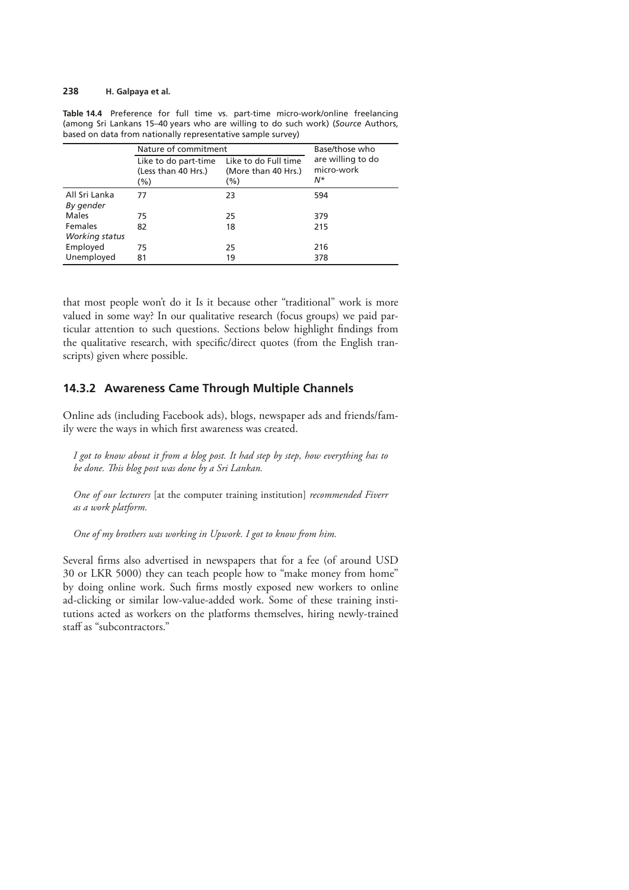**Table 14.4** Preference for full time vs. part-time micro-work/online freelancing (among Sri Lankans 15–40 years who are willing to do such work) (*Source* Authors, based on data from nationally representative sample survey)

| | Nature of commitment | | Base/those who are willing to do micro-work |
|---|---|---|---|
| | Like to do part-time (Less than 40 Hrs.) (%) | Like to do Full time (More than 40 Hrs.) (%) | *N** |
| All Sri Lanka | 77 | 23 | 594 |
| *By gender* | | | |
| Males | 75 | 25 | 379 |
| Females | 82 | 18 | 215 |
| *Working status* | | | |
| Employed | 75 | 25 | 216 |
| Unemployed | 81 | 19 | 378 |

that most people won't do it Is it because other "traditional" work is more valued in some way? In our qualitative research (focus groups) we paid particular attention to such questions. Sections below highlight findings from the qualitative research, with specific/direct quotes (from the English transcripts) given where possible.

### 14.3.2 Awareness Came Through Multiple Channels

Online ads (including Facebook ads), blogs, newspaper ads and friends/family were the ways in which first awareness was created.

> *I got to know about it from a blog post. It had step by step, how everything has to be done. This blog post was done by a Sri Lankan.*

> *One of our lecturers* [at the computer training institution] *recommended Fiverr as a work platform.*

> *One of my brothers was working in Upwork. I got to know from him.*

Several firms also advertised in newspapers that for a fee (of around USD 30 or LKR 5000) they can teach people how to "make money from home" by doing online work. Such firms mostly exposed new workers to online ad-clicking or similar low-value-added work. Some of these training institutions acted as workers on the platforms themselves, hiring newly-trained staff as "subcontractors."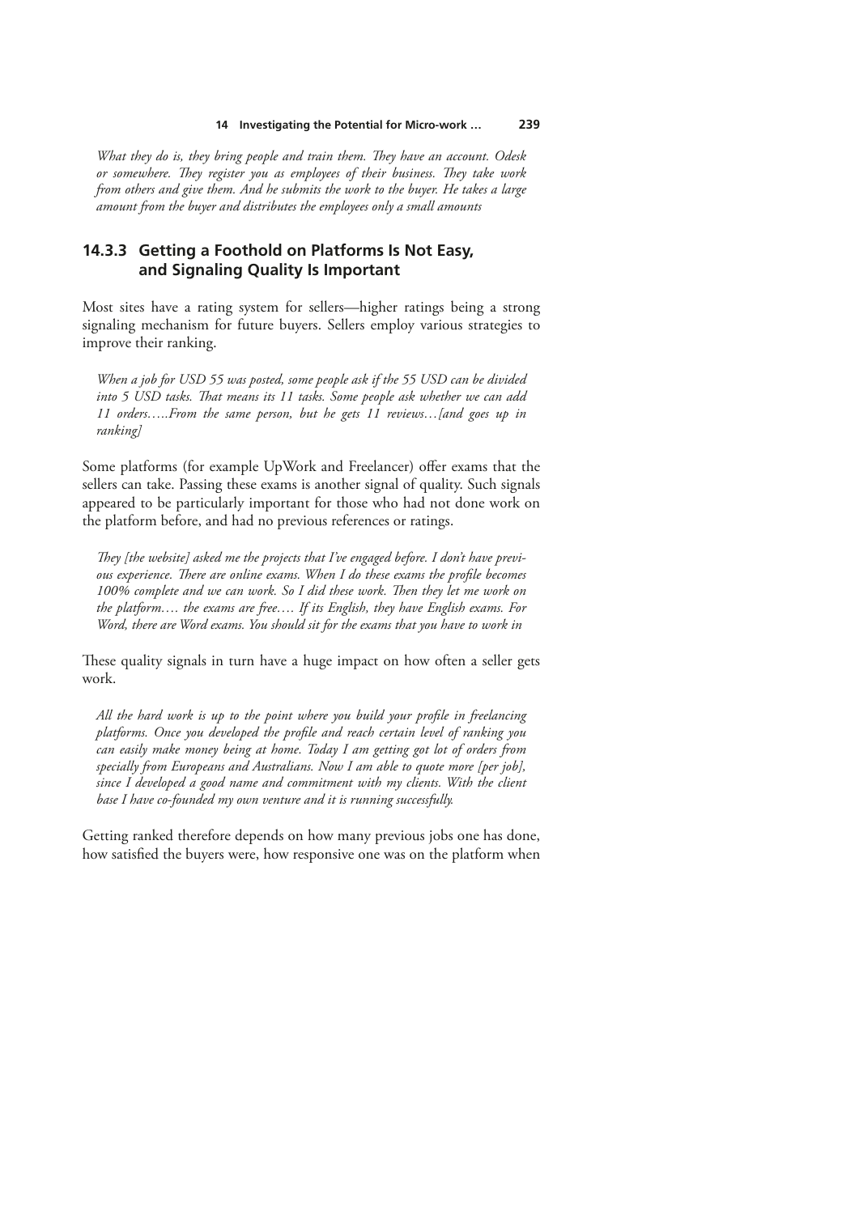*What they do is, they bring people and train them. They have an account. Odesk or somewhere. They register you as employees of their business. They take work from others and give them. And he submits the work to the buyer. He takes a large amount from the buyer and distributes the employees only a small amounts*

### 14.3.3 Getting a Foothold on Platforms Is Not Easy, and Signaling Quality Is Important

Most sites have a rating system for sellers—higher ratings being a strong signaling mechanism for future buyers. Sellers employ various strategies to improve their ranking.

*When a job for USD 55 was posted, some people ask if the 55 USD can be divided into 5 USD tasks. That means its 11 tasks. Some people ask whether we can add 11 orders…..From the same person, but he gets 11 reviews…[and goes up in ranking]*

Some platforms (for example UpWork and Freelancer) offer exams that the sellers can take. Passing these exams is another signal of quality. Such signals appeared to be particularly important for those who had not done work on the platform before, and had no previous references or ratings.

*They [the website] asked me the projects that I've engaged before. I don't have previous experience. There are online exams. When I do these exams the profile becomes 100% complete and we can work. So I did these work. Then they let me work on the platform…. the exams are free…. If its English, they have English exams. For Word, there are Word exams. You should sit for the exams that you have to work in*

These quality signals in turn have a huge impact on how often a seller gets work.

*All the hard work is up to the point where you build your profile in freelancing platforms. Once you developed the profile and reach certain level of ranking you can easily make money being at home. Today I am getting got lot of orders from specially from Europeans and Australians. Now I am able to quote more [per job], since I developed a good name and commitment with my clients. With the client base I have co-founded my own venture and it is running successfully.*

Getting ranked therefore depends on how many previous jobs one has done, how satisfied the buyers were, how responsive one was on the platform when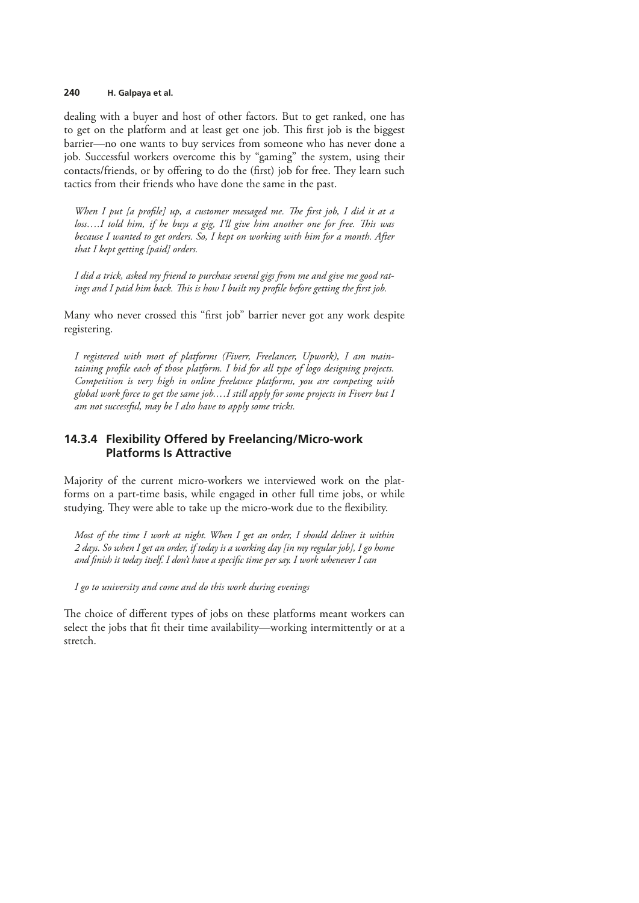dealing with a buyer and host of other factors. But to get ranked, one has to get on the platform and at least get one job. This first job is the biggest barrier—no one wants to buy services from someone who has never done a job. Successful workers overcome this by "gaming" the system, using their contacts/friends, or by offering to do the (first) job for free. They learn such tactics from their friends who have done the same in the past.

> *When I put [a profile] up, a customer messaged me. The first job, I did it at a loss….I told him, if he buys a gig, I'll give him another one for free. This was because I wanted to get orders. So, I kept on working with him for a month. After that I kept getting [paid] orders.*

> *I did a trick, asked my friend to purchase several gigs from me and give me good ratings and I paid him back. This is how I built my profile before getting the first job.*

Many who never crossed this "first job" barrier never got any work despite registering.

> *I registered with most of platforms (Fiverr, Freelancer, Upwork), I am maintaining profile each of those platform. I bid for all type of logo designing projects. Competition is very high in online freelance platforms, you are competing with global work force to get the same job.…I still apply for some projects in Fiverr but I am not successful, may be I also have to apply some tricks.*

### 14.3.4 Flexibility Offered by Freelancing/Micro-work Platforms Is Attractive

Majority of the current micro-workers we interviewed work on the platforms on a part-time basis, while engaged in other full time jobs, or while studying. They were able to take up the micro-work due to the flexibility.

> *Most of the time I work at night. When I get an order, I should deliver it within 2 days. So when I get an order, if today is a working day [in my regular job], I go home and finish it today itself. I don't have a specific time per say. I work whenever I can*

> *I go to university and come and do this work during evenings*

The choice of different types of jobs on these platforms meant workers can select the jobs that fit their time availability—working intermittently or at a stretch.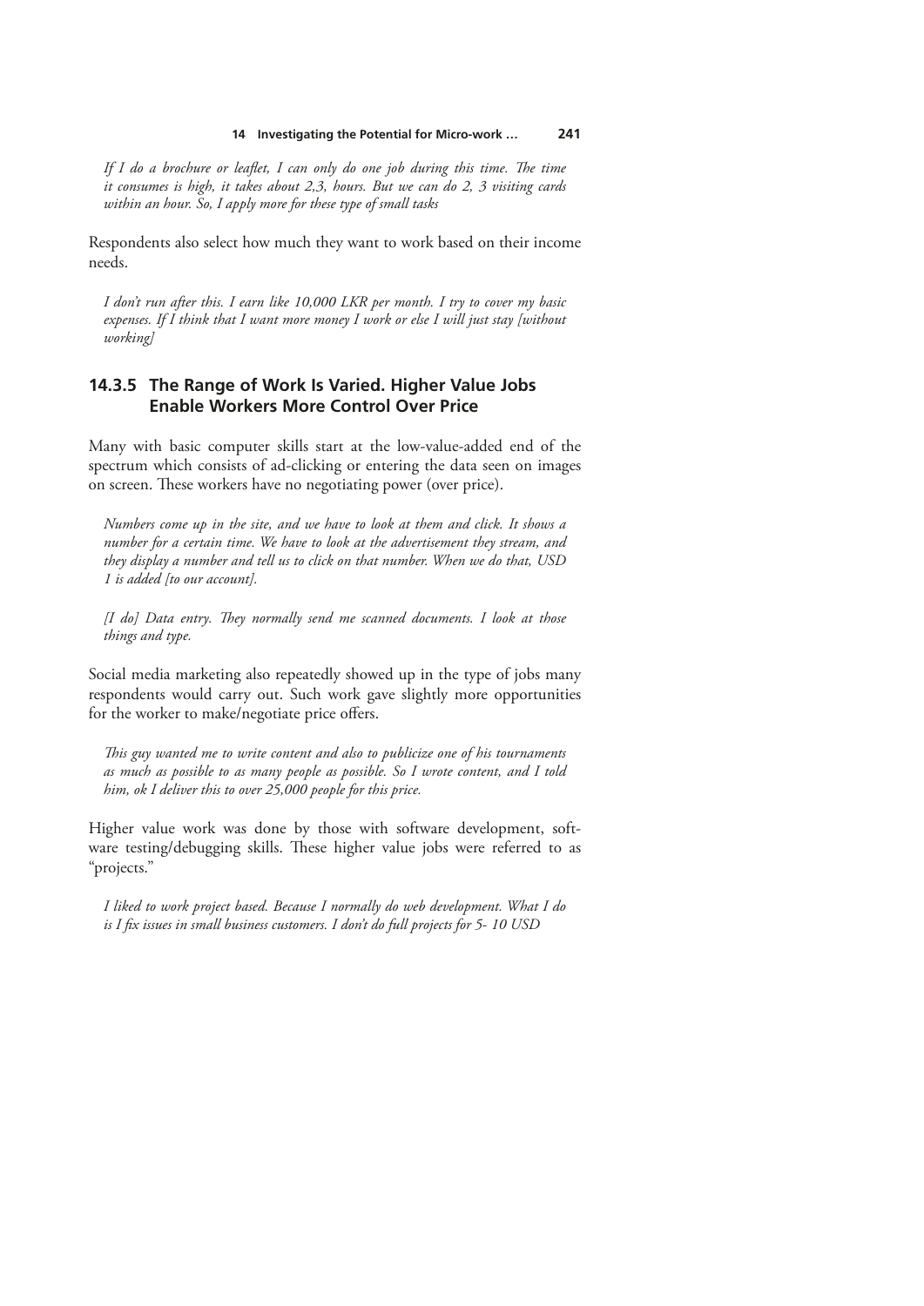*If I do a brochure or leaflet, I can only do one job during this time. The time it consumes is high, it takes about 2,3, hours. But we can do 2, 3 visiting cards within an hour. So, I apply more for these type of small tasks*

Respondents also select how much they want to work based on their income needs.

*I don't run after this. I earn like 10,000 LKR per month. I try to cover my basic expenses. If I think that I want more money I work or else I will just stay [without working]*

### 14.3.5 The Range of Work Is Varied. Higher Value Jobs Enable Workers More Control Over Price

Many with basic computer skills start at the low-value-added end of the spectrum which consists of ad-clicking or entering the data seen on images on screen. These workers have no negotiating power (over price).

*Numbers come up in the site, and we have to look at them and click. It shows a number for a certain time. We have to look at the advertisement they stream, and they display a number and tell us to click on that number. When we do that, USD 1 is added [to our account].*

*[I do] Data entry. They normally send me scanned documents. I look at those things and type.*

Social media marketing also repeatedly showed up in the type of jobs many respondents would carry out. Such work gave slightly more opportunities for the worker to make/negotiate price offers.

*This guy wanted me to write content and also to publicize one of his tournaments as much as possible to as many people as possible. So I wrote content, and I told him, ok I deliver this to over 25,000 people for this price.*

Higher value work was done by those with software development, software testing/debugging skills. These higher value jobs were referred to as "projects."

*I liked to work project based. Because I normally do web development. What I do is I fix issues in small business customers. I don't do full projects for 5- 10 USD*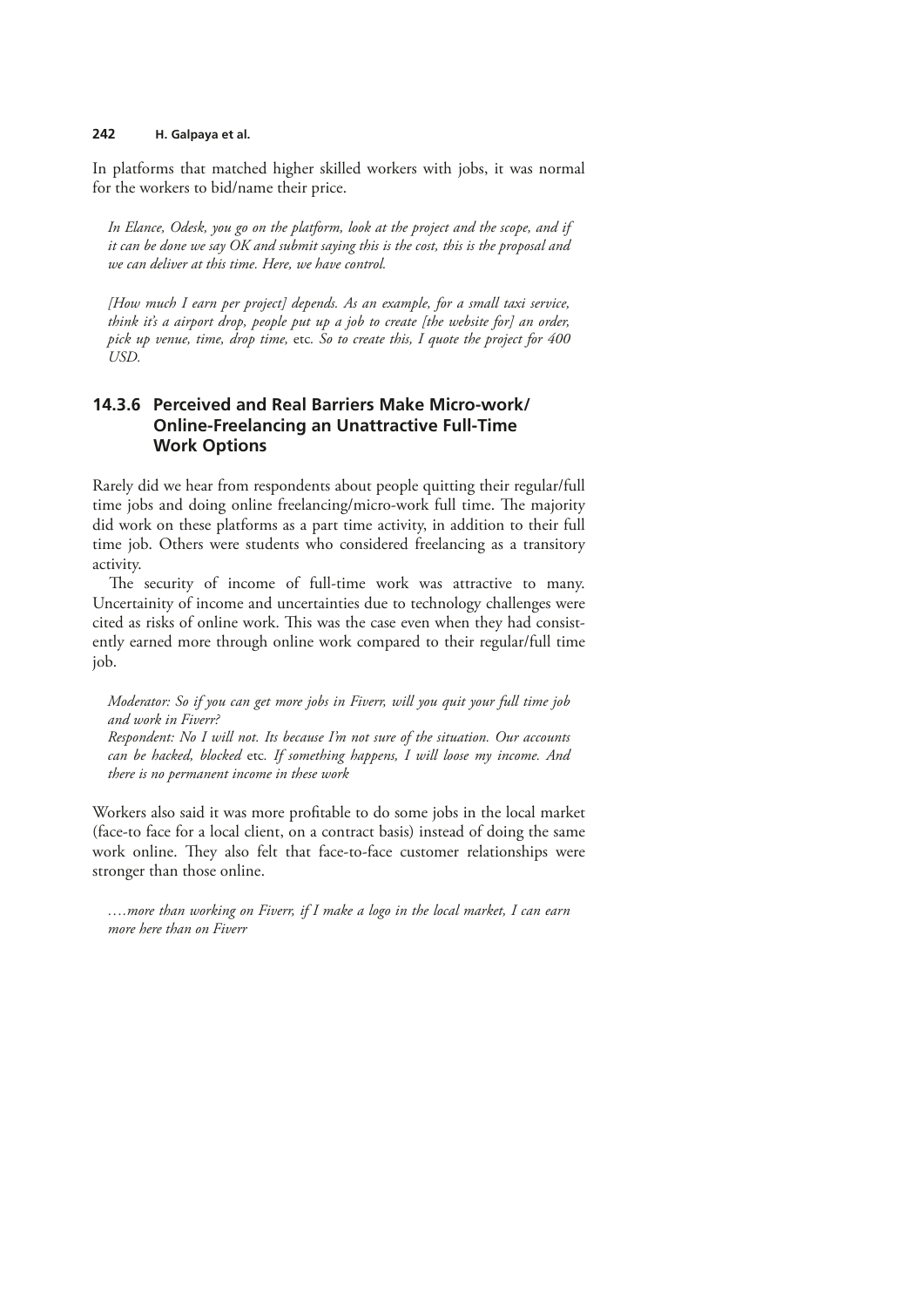In platforms that matched higher skilled workers with jobs, it was normal for the workers to bid/name their price.

> *In Elance, Odesk, you go on the platform, look at the project and the scope, and if it can be done we say OK and submit saying this is the cost, this is the proposal and we can deliver at this time. Here, we have control.*

> *[How much I earn per project] depends. As an example, for a small taxi service, think it's a airport drop, people put up a job to create [the website for] an order, pick up venue, time, drop time,* etc*. So to create this, I quote the project for 400 USD.*

### 14.3.6 Perceived and Real Barriers Make Micro-work/Online-Freelancing an Unattractive Full-Time Work Options

Rarely did we hear from respondents about people quitting their regular/full time jobs and doing online freelancing/micro-work full time. The majority did work on these platforms as a part time activity, in addition to their full time job. Others were students who considered freelancing as a transitory activity.

The security of income of full-time work was attractive to many. Uncertainity of income and uncertainties due to technology challenges were cited as risks of online work. This was the case even when they had consistently earned more through online work compared to their regular/full time job.

> *Moderator: So if you can get more jobs in Fiverr, will you quit your full time job and work in Fiverr?*
> *Respondent: No I will not. Its because I'm not sure of the situation. Our accounts can be hacked, blocked* etc*. If something happens, I will loose my income. And there is no permanent income in these work*

Workers also said it was more profitable to do some jobs in the local market (face-to face for a local client, on a contract basis) instead of doing the same work online. They also felt that face-to-face customer relationships were stronger than those online.

> *….more than working on Fiverr, if I make a logo in the local market, I can earn more here than on Fiverr*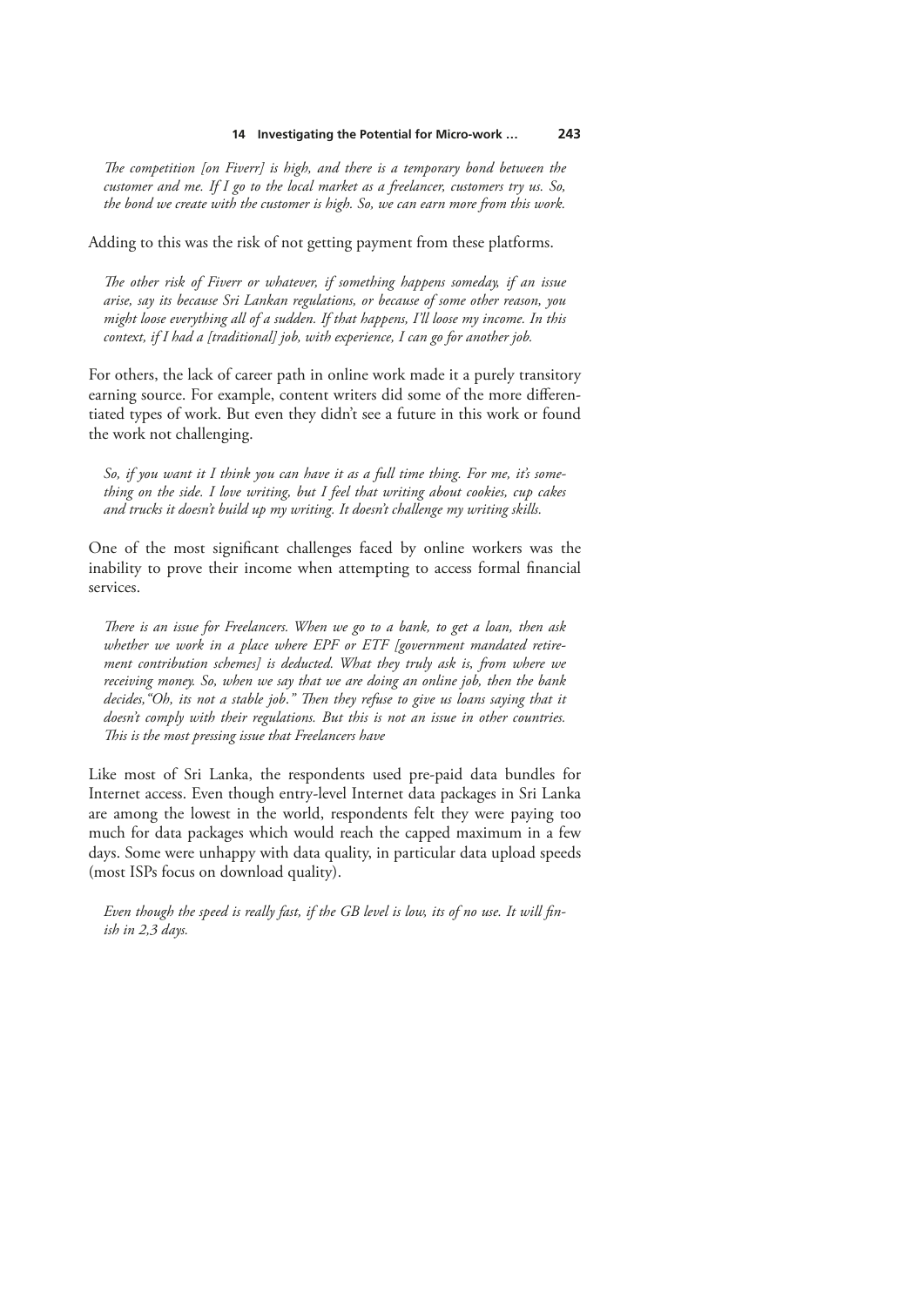*The competition [on Fiverr] is high, and there is a temporary bond between the customer and me. If I go to the local market as a freelancer, customers try us. So, the bond we create with the customer is high. So, we can earn more from this work.*

Adding to this was the risk of not getting payment from these platforms.

*The other risk of Fiverr or whatever, if something happens someday, if an issue arise, say its because Sri Lankan regulations, or because of some other reason, you might loose everything all of a sudden. If that happens, I'll loose my income. In this context, if I had a [traditional] job, with experience, I can go for another job.*

For others, the lack of career path in online work made it a purely transitory earning source. For example, content writers did some of the more differentiated types of work. But even they didn't see a future in this work or found the work not challenging.

*So, if you want it I think you can have it as a full time thing. For me, it's something on the side. I love writing, but I feel that writing about cookies, cup cakes and trucks it doesn't build up my writing. It doesn't challenge my writing skills.*

One of the most significant challenges faced by online workers was the inability to prove their income when attempting to access formal financial services.

*There is an issue for Freelancers. When we go to a bank, to get a loan, then ask whether we work in a place where EPF or ETF [government mandated retirement contribution schemes] is deducted. What they truly ask is, from where we receiving money. So, when we say that we are doing an online job, then the bank decides, "Oh, its not a stable job." Then they refuse to give us loans saying that it doesn't comply with their regulations. But this is not an issue in other countries. This is the most pressing issue that Freelancers have*

Like most of Sri Lanka, the respondents used pre-paid data bundles for Internet access. Even though entry-level Internet data packages in Sri Lanka are among the lowest in the world, respondents felt they were paying too much for data packages which would reach the capped maximum in a few days. Some were unhappy with data quality, in particular data upload speeds (most ISPs focus on download quality).

*Even though the speed is really fast, if the GB level is low, its of no use. It will finish in 2,3 days.*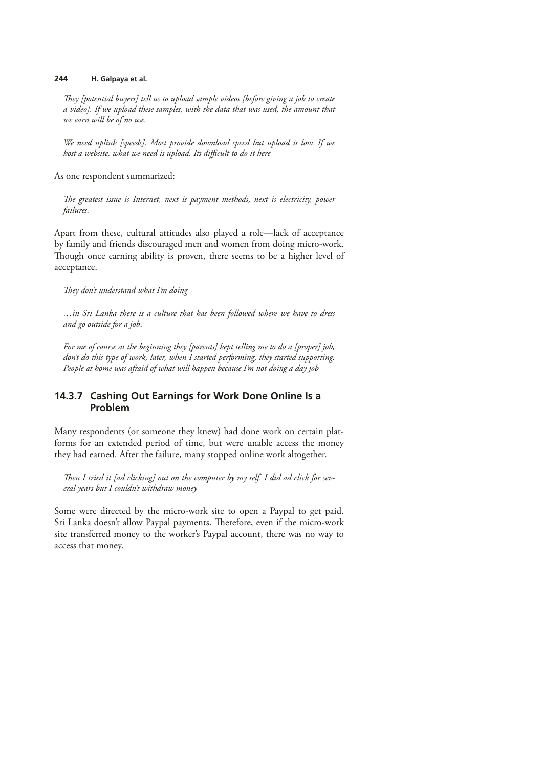*They [potential buyers] tell us to upload sample videos [before giving a job to create a video]. If we upload these samples, with the data that was used, the amount that we earn will be of no use.*

*We need uplink [speeds]. Most provide download speed but upload is low. If we host a website, what we need is upload. Its difficult to do it here*

As one respondent summarized:

*The greatest issue is Internet, next is payment methods, next is electricity, power failures.*

Apart from these, cultural attitudes also played a role—lack of acceptance by family and friends discouraged men and women from doing micro-work. Though once earning ability is proven, there seems to be a higher level of acceptance.

*They don't understand what I'm doing*

*…in Sri Lanka there is a culture that has been followed where we have to dress and go outside for a job.*

*For me of course at the beginning they [parents] kept telling me to do a [proper] job, don't do this type of work, later, when I started performing, they started supporting. People at home was afraid of what will happen because I'm not doing a day job*

### 14.3.7 Cashing Out Earnings for Work Done Online Is a Problem

Many respondents (or someone they knew) had done work on certain platforms for an extended period of time, but were unable access the money they had earned. After the failure, many stopped online work altogether.

*Then I tried it [ad clicking] out on the computer by my self. I did ad click for several years but I couldn't withdraw money*

Some were directed by the micro-work site to open a Paypal to get paid. Sri Lanka doesn't allow Paypal payments. Therefore, even if the micro-work site transferred money to the worker's Paypal account, there was no way to access that money.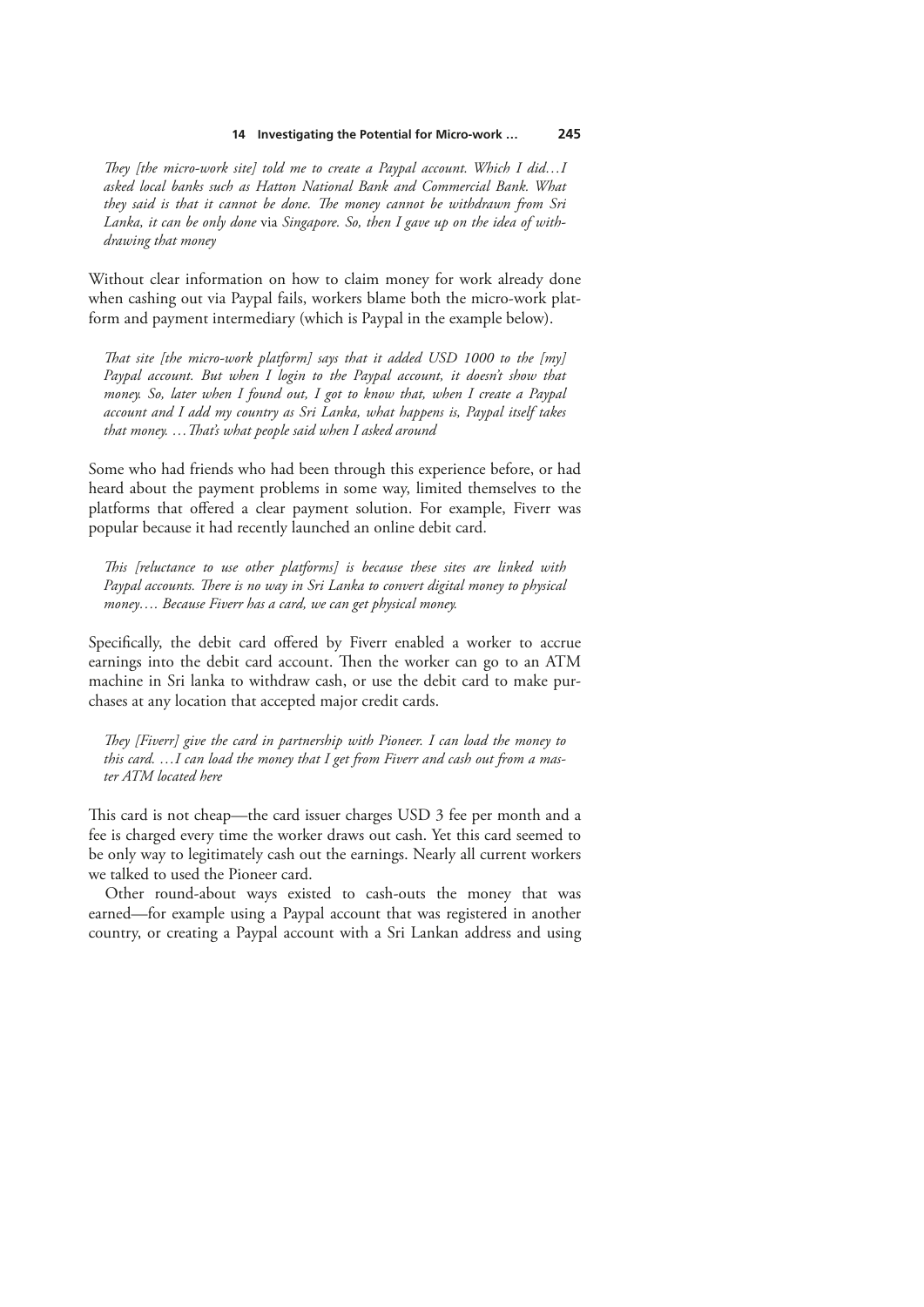*They [the micro-work site] told me to create a Paypal account. Which I did…I asked local banks such as Hatton National Bank and Commercial Bank. What they said is that it cannot be done. The money cannot be withdrawn from Sri Lanka, it can be only done* via *Singapore. So, then I gave up on the idea of withdrawing that money*

Without clear information on how to claim money for work already done when cashing out via Paypal fails, workers blame both the micro-work platform and payment intermediary (which is Paypal in the example below).

*That site [the micro-work platform] says that it added USD 1000 to the [my] Paypal account. But when I login to the Paypal account, it doesn't show that money. So, later when I found out, I got to know that, when I create a Paypal account and I add my country as Sri Lanka, what happens is, Paypal itself takes that money. …That's what people said when I asked around*

Some who had friends who had been through this experience before, or had heard about the payment problems in some way, limited themselves to the platforms that offered a clear payment solution. For example, Fiverr was popular because it had recently launched an online debit card.

*This [reluctance to use other platforms] is because these sites are linked with Paypal accounts. There is no way in Sri Lanka to convert digital money to physical money…. Because Fiverr has a card, we can get physical money.*

Specifically, the debit card offered by Fiverr enabled a worker to accrue earnings into the debit card account. Then the worker can go to an ATM machine in Sri lanka to withdraw cash, or use the debit card to make purchases at any location that accepted major credit cards.

*They [Fiverr] give the card in partnership with Pioneer. I can load the money to this card. …I can load the money that I get from Fiverr and cash out from a master ATM located here*

This card is not cheap—the card issuer charges USD 3 fee per month and a fee is charged every time the worker draws out cash. Yet this card seemed to be only way to legitimately cash out the earnings. Nearly all current workers we talked to used the Pioneer card.

Other round-about ways existed to cash-outs the money that was earned—for example using a Paypal account that was registered in another country, or creating a Paypal account with a Sri Lankan address and using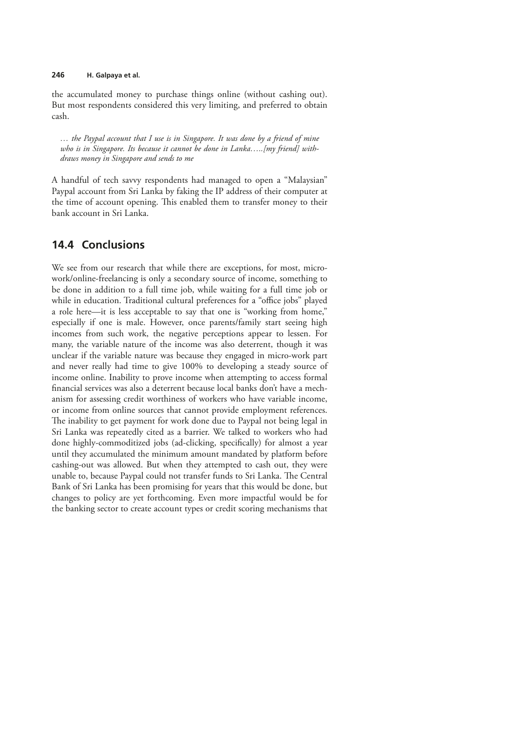the accumulated money to purchase things online (without cashing out). But most respondents considered this very limiting, and preferred to obtain cash.

> *… the Paypal account that I use is in Singapore. It was done by a friend of mine who is in Singapore. Its because it cannot be done in Lanka…..[my friend] withdraws money in Singapore and sends to me*

A handful of tech savvy respondents had managed to open a "Malaysian" Paypal account from Sri Lanka by faking the IP address of their computer at the time of account opening. This enabled them to transfer money to their bank account in Sri Lanka.

## 14.4 Conclusions

We see from our research that while there are exceptions, for most, micro-work/online-freelancing is only a secondary source of income, something to be done in addition to a full time job, while waiting for a full time job or while in education. Traditional cultural preferences for a "office jobs" played a role here—it is less acceptable to say that one is "working from home," especially if one is male. However, once parents/family start seeing high incomes from such work, the negative perceptions appear to lessen. For many, the variable nature of the income was also deterrent, though it was unclear if the variable nature was because they engaged in micro-work part and never really had time to give 100% to developing a steady source of income online. Inability to prove income when attempting to access formal financial services was also a deterrent because local banks don't have a mechanism for assessing credit worthiness of workers who have variable income, or income from online sources that cannot provide employment references. The inability to get payment for work done due to Paypal not being legal in Sri Lanka was repeatedly cited as a barrier. We talked to workers who had done highly-commoditized jobs (ad-clicking, specifically) for almost a year until they accumulated the minimum amount mandated by platform before cashing-out was allowed. But when they attempted to cash out, they were unable to, because Paypal could not transfer funds to Sri Lanka. The Central Bank of Sri Lanka has been promising for years that this would be done, but changes to policy are yet forthcoming. Even more impactful would be for the banking sector to create account types or credit scoring mechanisms that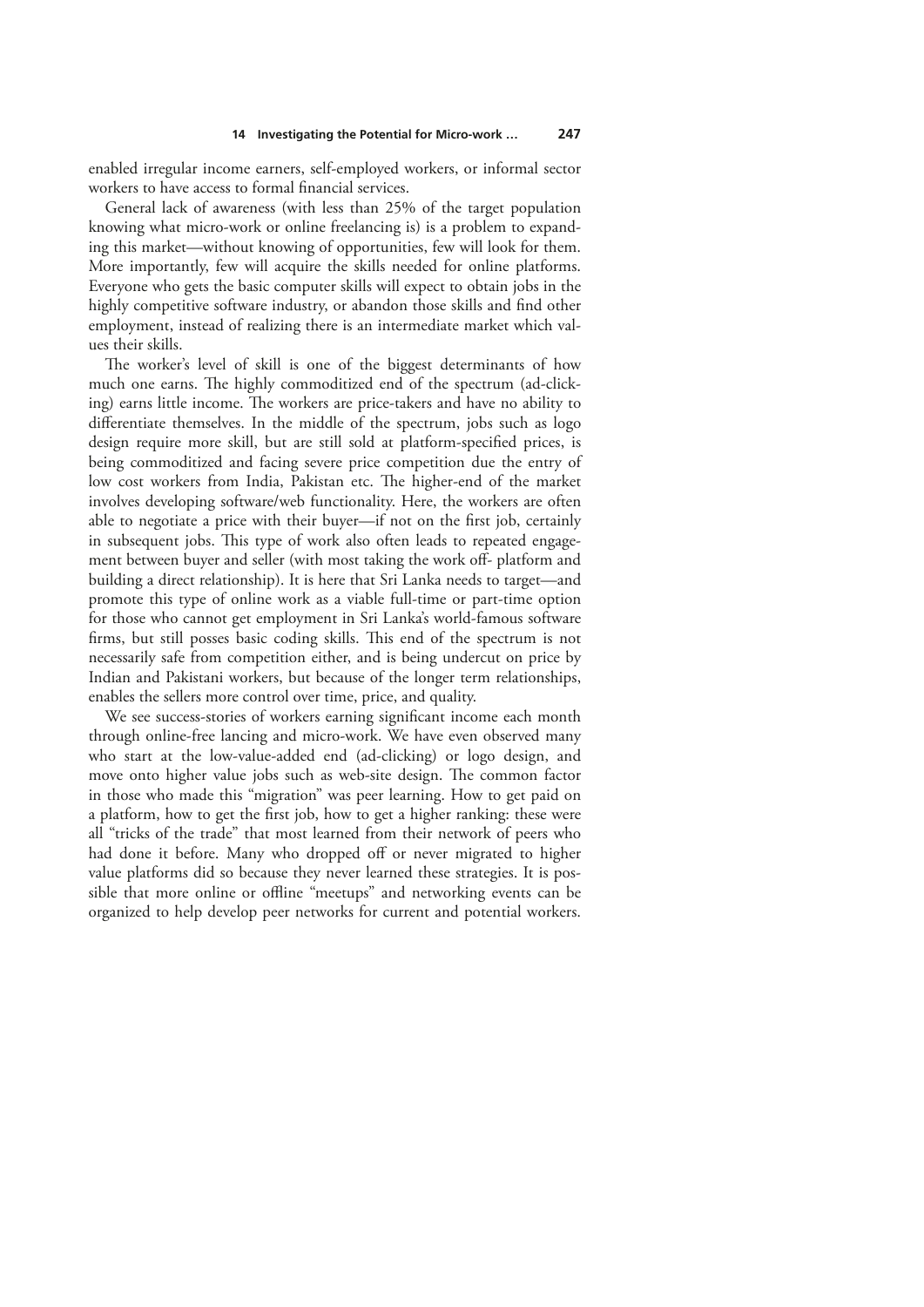enabled irregular income earners, self-employed workers, or informal sector workers to have access to formal financial services.

General lack of awareness (with less than 25% of the target population knowing what micro-work or online freelancing is) is a problem to expanding this market—without knowing of opportunities, few will look for them. More importantly, few will acquire the skills needed for online platforms. Everyone who gets the basic computer skills will expect to obtain jobs in the highly competitive software industry, or abandon those skills and find other employment, instead of realizing there is an intermediate market which values their skills.

The worker's level of skill is one of the biggest determinants of how much one earns. The highly commoditized end of the spectrum (ad-clicking) earns little income. The workers are price-takers and have no ability to differentiate themselves. In the middle of the spectrum, jobs such as logo design require more skill, but are still sold at platform-specified prices, is being commoditized and facing severe price competition due the entry of low cost workers from India, Pakistan etc. The higher-end of the market involves developing software/web functionality. Here, the workers are often able to negotiate a price with their buyer—if not on the first job, certainly in subsequent jobs. This type of work also often leads to repeated engagement between buyer and seller (with most taking the work off- platform and building a direct relationship). It is here that Sri Lanka needs to target—and promote this type of online work as a viable full-time or part-time option for those who cannot get employment in Sri Lanka's world-famous software firms, but still posses basic coding skills. This end of the spectrum is not necessarily safe from competition either, and is being undercut on price by Indian and Pakistani workers, but because of the longer term relationships, enables the sellers more control over time, price, and quality.

We see success-stories of workers earning significant income each month through online-free lancing and micro-work. We have even observed many who start at the low-value-added end (ad-clicking) or logo design, and move onto higher value jobs such as web-site design. The common factor in those who made this "migration" was peer learning. How to get paid on a platform, how to get the first job, how to get a higher ranking: these were all "tricks of the trade" that most learned from their network of peers who had done it before. Many who dropped off or never migrated to higher value platforms did so because they never learned these strategies. It is possible that more online or offline "meetups" and networking events can be organized to help develop peer networks for current and potential workers.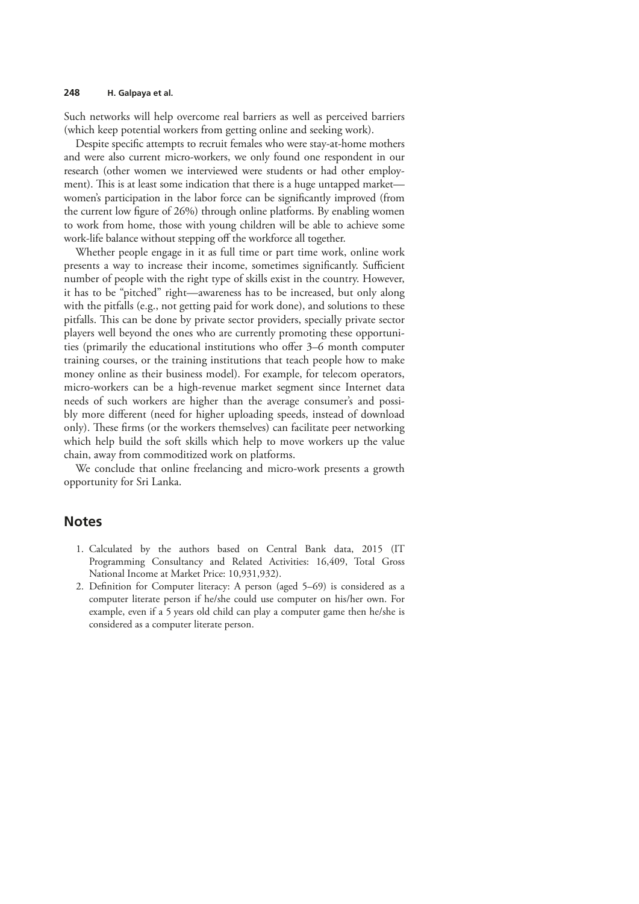Such networks will help overcome real barriers as well as perceived barriers (which keep potential workers from getting online and seeking work).

Despite specific attempts to recruit females who were stay-at-home mothers and were also current micro-workers, we only found one respondent in our research (other women we interviewed were students or had other employment). This is at least some indication that there is a huge untapped market—women's participation in the labor force can be significantly improved (from the current low figure of 26%) through online platforms. By enabling women to work from home, those with young children will be able to achieve some work-life balance without stepping off the workforce all together.

Whether people engage in it as full time or part time work, online work presents a way to increase their income, sometimes significantly. Sufficient number of people with the right type of skills exist in the country. However, it has to be "pitched" right—awareness has to be increased, but only along with the pitfalls (e.g., not getting paid for work done), and solutions to these pitfalls. This can be done by private sector providers, specially private sector players well beyond the ones who are currently promoting these opportunities (primarily the educational institutions who offer 3–6 month computer training courses, or the training institutions that teach people how to make money online as their business model). For example, for telecom operators, micro-workers can be a high-revenue market segment since Internet data needs of such workers are higher than the average consumer's and possibly more different (need for higher uploading speeds, instead of download only). These firms (or the workers themselves) can facilitate peer networking which help build the soft skills which help to move workers up the value chain, away from commoditized work on platforms.

We conclude that online freelancing and micro-work presents a growth opportunity for Sri Lanka.

## Notes

1. Calculated by the authors based on Central Bank data, 2015 (IT Programming Consultancy and Related Activities: 16,409, Total Gross National Income at Market Price: 10,931,932).
2. Definition for Computer literacy: A person (aged 5–69) is considered as a computer literate person if he/she could use computer on his/her own. For example, even if a 5 years old child can play a computer game then he/she is considered as a computer literate person.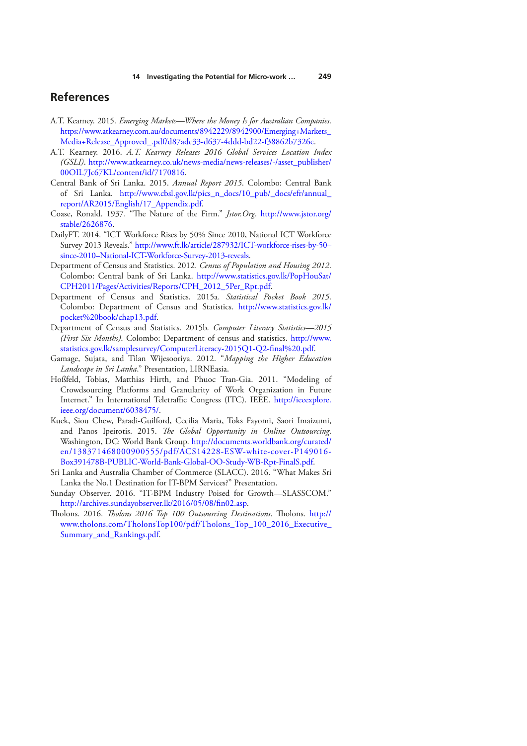## References

A.T. Kearney. 2015. *Emerging Markets—Where the Money Is for Australian Companies*. https://www.atkearney.com.au/documents/8942229/8942900/Emerging+Markets_Media+Release_Approved_.pdf/d87adc33-d637-4ddd-bd22-f38862b7326c.

A.T. Kearney. 2016. *A.T. Kearney Releases 2016 Global Services Location Index (GSLI)*. http://www.atkearney.co.uk/news-media/news-releases/-/asset_publisher/00OIL7Jc67KL/content/id/7170816.

Central Bank of Sri Lanka. 2015. *Annual Report 2015*. Colombo: Central Bank of Sri Lanka. http://www.cbsl.gov.lk/pics_n_docs/10_pub/_docs/efr/annual_report/AR2015/English/17_Appendix.pdf.

Coase, Ronald. 1937. "The Nature of the Firm." *Jstor.Org*. http://www.jstor.org/stable/2626876.

DailyFT. 2014. "ICT Workforce Rises by 50% Since 2010, National ICT Workforce Survey 2013 Reveals." http://www.ft.lk/article/287932/ICT-workforce-rises-by-50–since-2010–National-ICT-Workforce-Survey-2013-reveals.

Department of Census and Statistics. 2012. *Census of Population and Housing 2012*. Colombo: Central bank of Sri Lanka. http://www.statistics.gov.lk/PopHouSat/CPH2011/Pages/Activities/Reports/CPH_2012_5Per_Rpt.pdf.

Department of Census and Statistics. 2015a. *Statistical Pocket Book 2015*. Colombo: Department of Census and Statistics. http://www.statistics.gov.lk/pocket%20book/chap13.pdf.

Department of Census and Statistics. 2015b. *Computer Literacy Statistics—2015 (First Six Months)*. Colombo: Department of census and statistics. http://www.statistics.gov.lk/samplesurvey/ComputerLiteracy-2015Q1-Q2-final%20.pdf.

Gamage, Sujata, and Tilan Wijesooriya. 2012. "*Mapping the Higher Education Landscape in Sri Lanka*." Presentation, LIRNEasia.

Hoßfeld, Tobias, Matthias Hirth, and Phuoc Tran-Gia. 2011. "Modeling of Crowdsourcing Platforms and Granularity of Work Organization in Future Internet." In International Teletraffic Congress (ITC). IEEE. http://ieeexplore.ieee.org/document/6038475/.

Kuek, Siou Chew, Paradi-Guilford, Cecilia Maria, Toks Fayomi, Saori Imaizumi, and Panos Ipeirotis. 2015. *The Global Opportunity in Online Outsourcing*. Washington, DC: World Bank Group. http://documents.worldbank.org/curated/en/138371468000900555/pdf/ACS14228-ESW-white-cover-P149016-Box391478B-PUBLIC-World-Bank-Global-OO-Study-WB-Rpt-FinalS.pdf.

Sri Lanka and Australia Chamber of Commerce (SLACC). 2016. "What Makes Sri Lanka the No.1 Destination for IT-BPM Services?" Presentation.

Sunday Observer. 2016. "IT-BPM Industry Poised for Growth—SLASSCOM." http://archives.sundayobserver.lk/2016/05/08/fin02.asp.

Tholons. 2016. *Tholons 2016 Top 100 Outsourcing Destinations*. Tholons. http://www.tholons.com/TholonsTop100/pdf/Tholons_Top_100_2016_Executive_Summary_and_Rankings.pdf.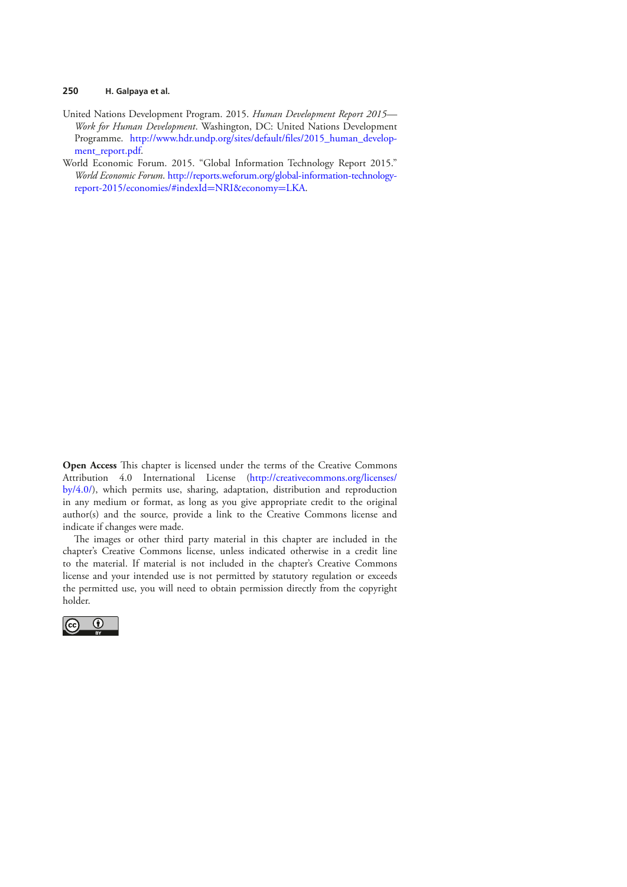United Nations Development Program. 2015. *Human Development Report 2015—Work for Human Development*. Washington, DC: United Nations Development Programme. http://www.hdr.undp.org/sites/default/files/2015_human_development_report.pdf.

World Economic Forum. 2015. "Global Information Technology Report 2015." *World Economic Forum*. http://reports.weforum.org/global-information-technology-report-2015/economies/#indexId=NRI&economy=LKA.

**Open Access** This chapter is licensed under the terms of the Creative Commons Attribution 4.0 International License (http://creativecommons.org/licenses/by/4.0/), which permits use, sharing, adaptation, distribution and reproduction in any medium or format, as long as you give appropriate credit to the original author(s) and the source, provide a link to the Creative Commons license and indicate if changes were made.

The images or other third party material in this chapter are included in the chapter's Creative Commons license, unless indicated otherwise in a credit line to the material. If material is not included in the chapter's Creative Commons license and your intended use is not permitted by statutory regulation or exceeds the permitted use, you will need to obtain permission directly from the copyright holder.